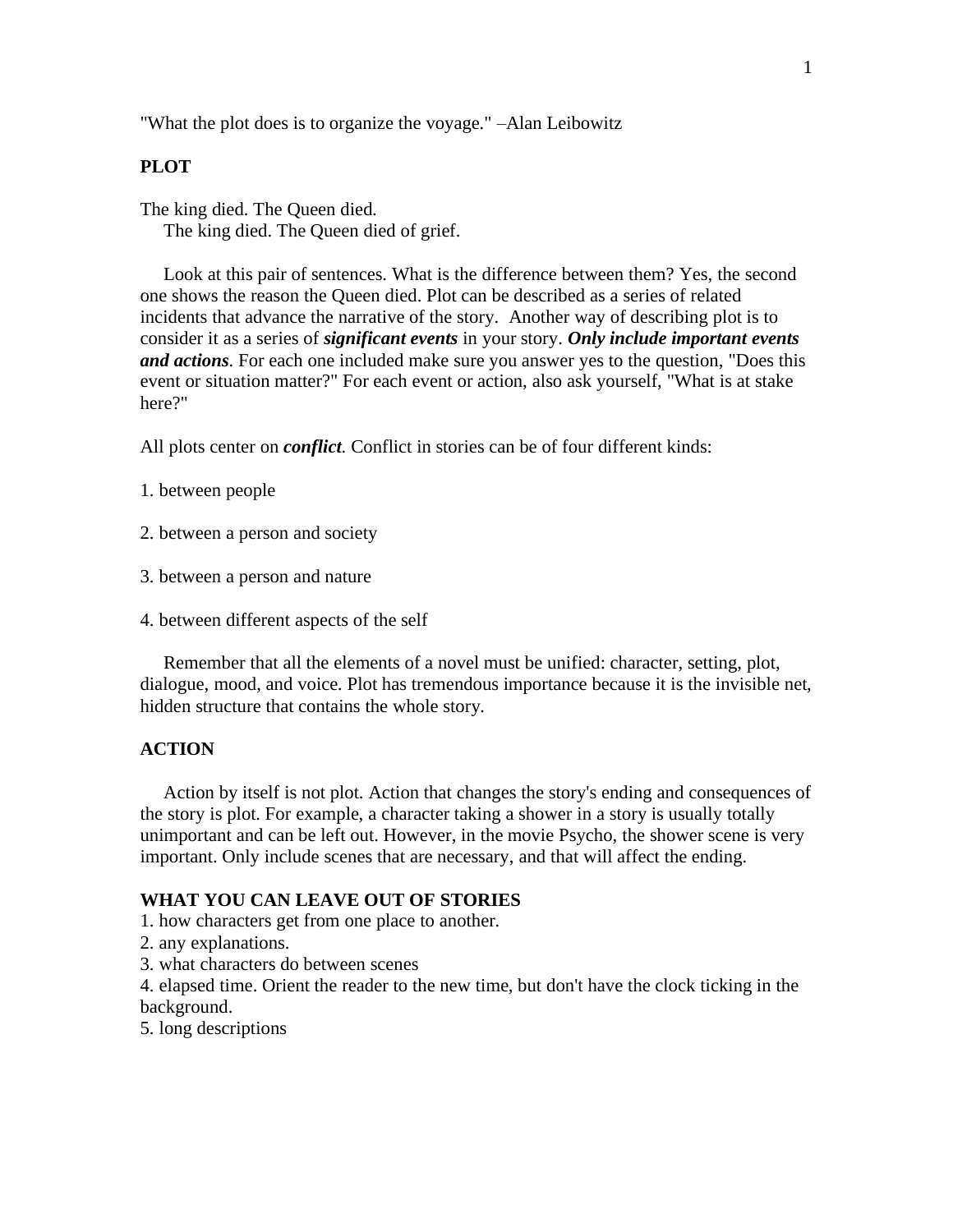"What the plot does is to organize the voyage." –Alan Leibowitz

**PLOT**

The king died. The Queen died.
The king died. The Queen died of grief.

Look at this pair of sentences. What is the difference between them? Yes, the second one shows the reason the Queen died. Plot can be described as a series of related incidents that advance the narrative of the story. Another way of describing plot is to consider it as a series of ***significant events*** in your story. ***Only include important events and actions***. For each one included make sure you answer yes to the question, "Does this event or situation matter?" For each event or action, also ask yourself, "What is at stake here?"

All plots center on ***conflict***. Conflict in stories can be of four different kinds:

1. between people

2. between a person and society

3. between a person and nature

4. between different aspects of the self

Remember that all the elements of a novel must be unified: character, setting, plot, dialogue, mood, and voice. Plot has tremendous importance because it is the invisible net, hidden structure that contains the whole story.

**ACTION**

Action by itself is not plot. Action that changes the story's ending and consequences of the story is plot. For example, a character taking a shower in a story is usually totally unimportant and can be left out. However, in the movie Psycho, the shower scene is very important. Only include scenes that are necessary, and that will affect the ending.

**WHAT YOU CAN LEAVE OUT OF STORIES**

1. how characters get from one place to another.
2. any explanations.
3. what characters do between scenes
4. elapsed time. Orient the reader to the new time, but don't have the clock ticking in the background.
5. long descriptions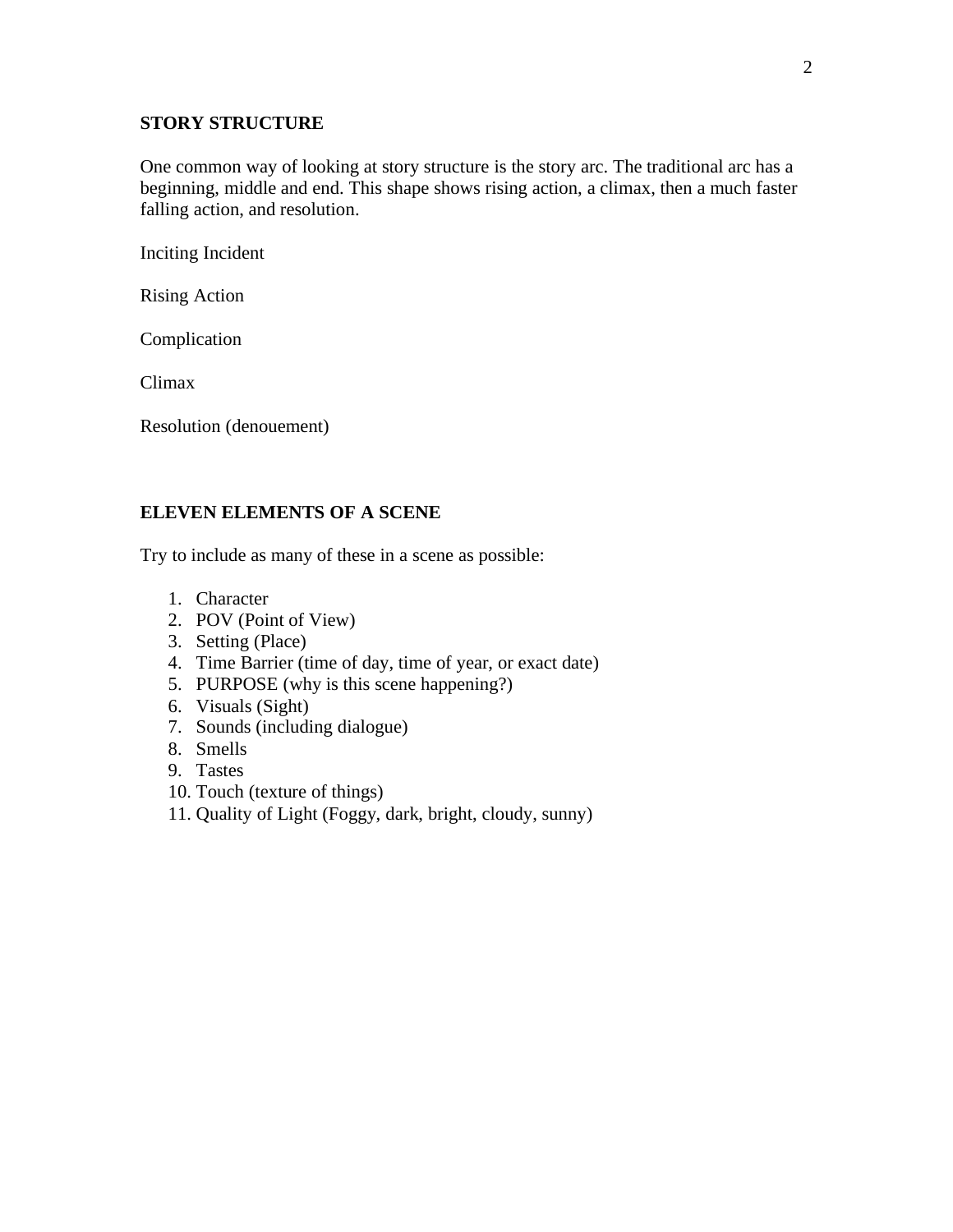**STORY STRUCTURE**

One common way of looking at story structure is the story arc. The traditional arc has a beginning, middle and end. This shape shows rising action, a climax, then a much faster falling action, and resolution.

Inciting Incident

Rising Action

Complication

Climax

Resolution (denouement)

**ELEVEN ELEMENTS OF A SCENE**

Try to include as many of these in a scene as possible:

1. Character
2. POV (Point of View)
3. Setting (Place)
4. Time Barrier (time of day, time of year, or exact date)
5. PURPOSE (why is this scene happening?)
6. Visuals (Sight)
7. Sounds (including dialogue)
8. Smells
9. Tastes
10. Touch (texture of things)
11. Quality of Light (Foggy, dark, bright, cloudy, sunny)